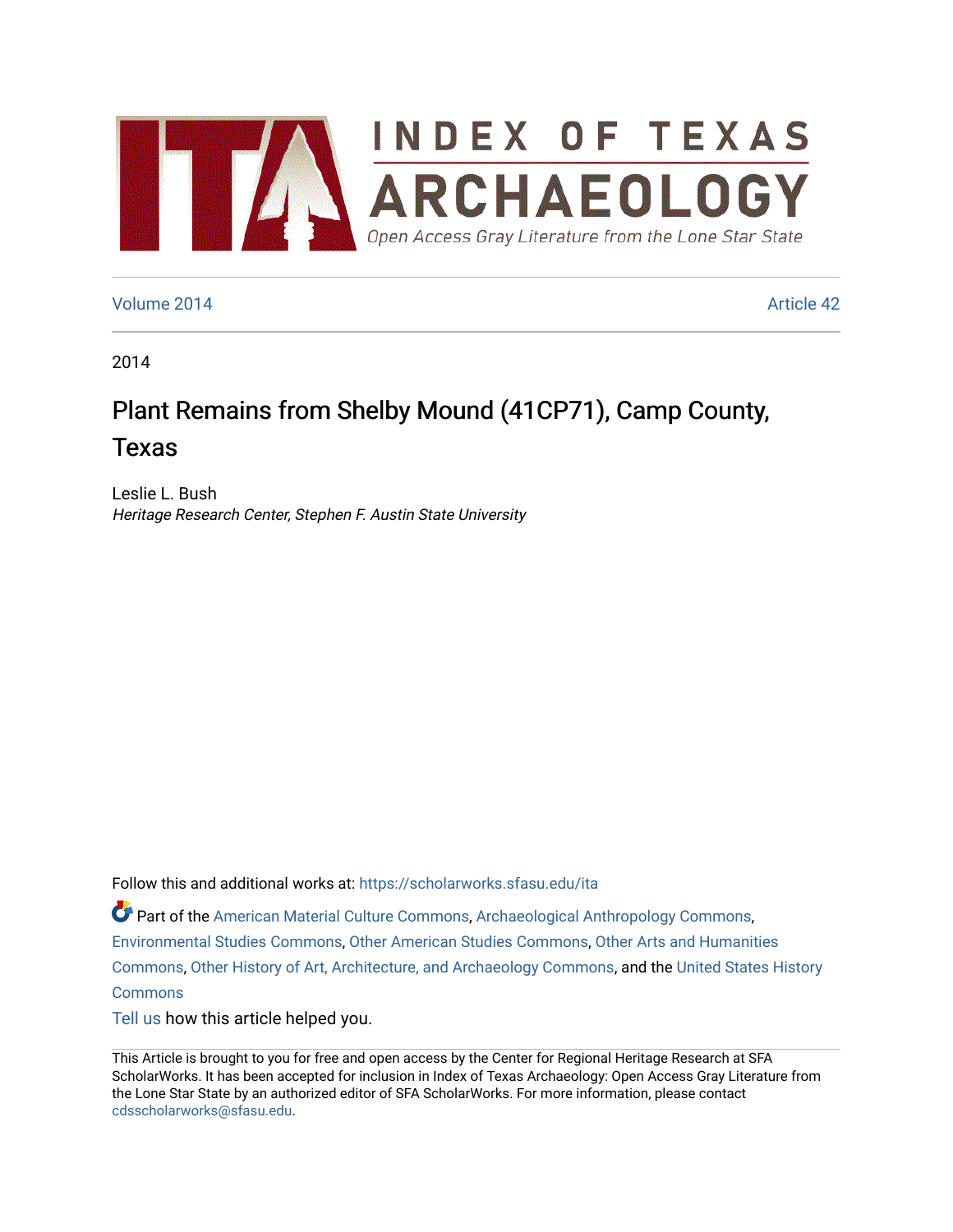# INDEX OF TEXAS ARCHAEOLOGY

Open Access Gray Literature from the Lone Star State

Volume 2014 Article 42

2014

# Plant Remains from Shelby Mound (41CP71), Camp County, Texas

Leslie L. Bush

*Heritage Research Center, Stephen F. Austin State University*

Follow this and additional works at: https://scholarworks.sfasu.edu/ita

Part of the American Material Culture Commons, Archaeological Anthropology Commons, Environmental Studies Commons, Other American Studies Commons, Other Arts and Humanities Commons, Other History of Art, Architecture, and Archaeology Commons, and the United States History Commons

Tell us how this article helped you.

This Article is brought to you for free and open access by the Center for Regional Heritage Research at SFA ScholarWorks. It has been accepted for inclusion in Index of Texas Archaeology: Open Access Gray Literature from the Lone Star State by an authorized editor of SFA ScholarWorks. For more information, please contact cdsscholarworks@sfasu.edu.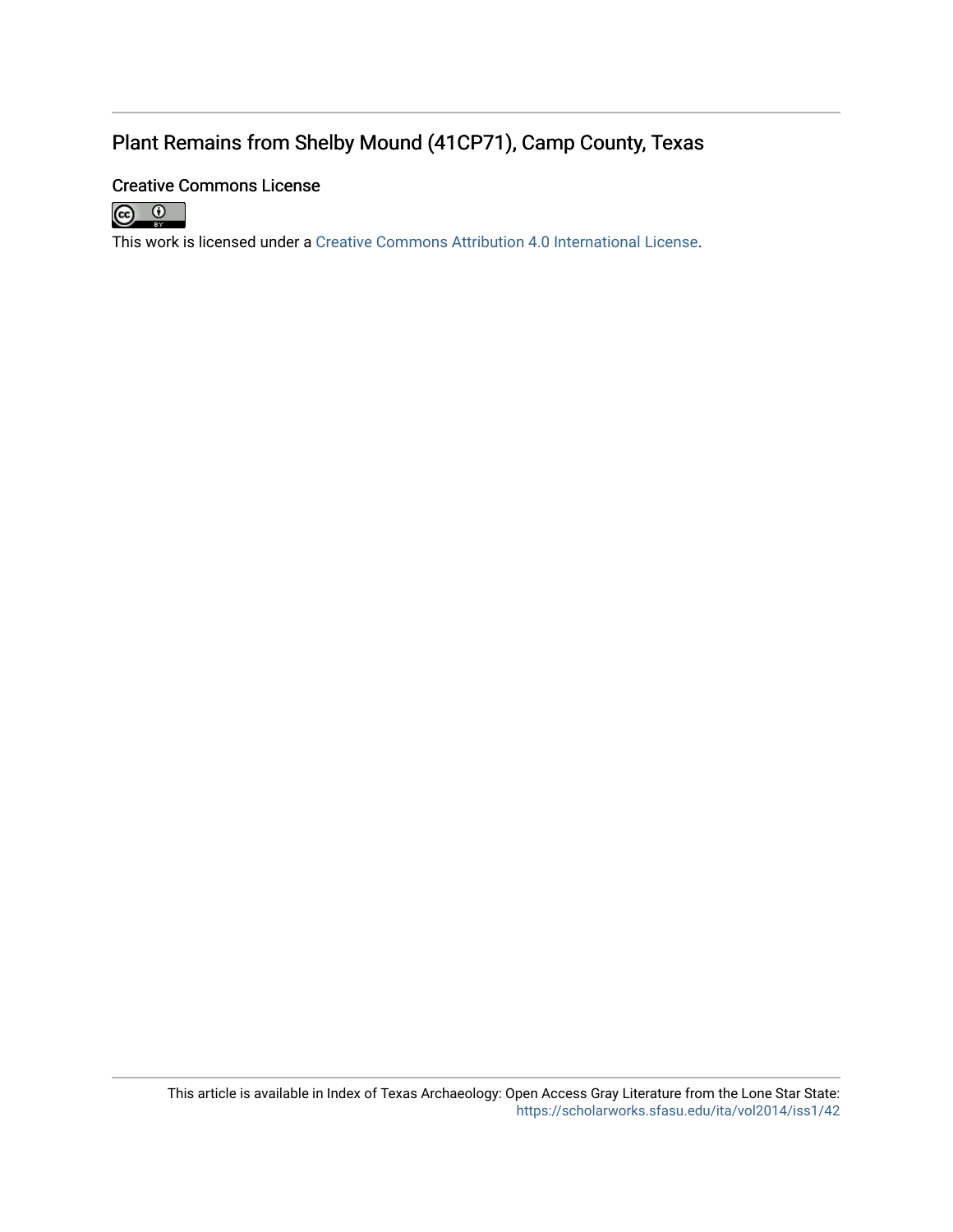## Plant Remains from Shelby Mound (41CP71), Camp County, Texas

### Creative Commons License

This work is licensed under a Creative Commons Attribution 4.0 International License.

This article is available in Index of Texas Archaeology: Open Access Gray Literature from the Lone Star State: https://scholarworks.sfasu.edu/ita/vol2014/iss1/42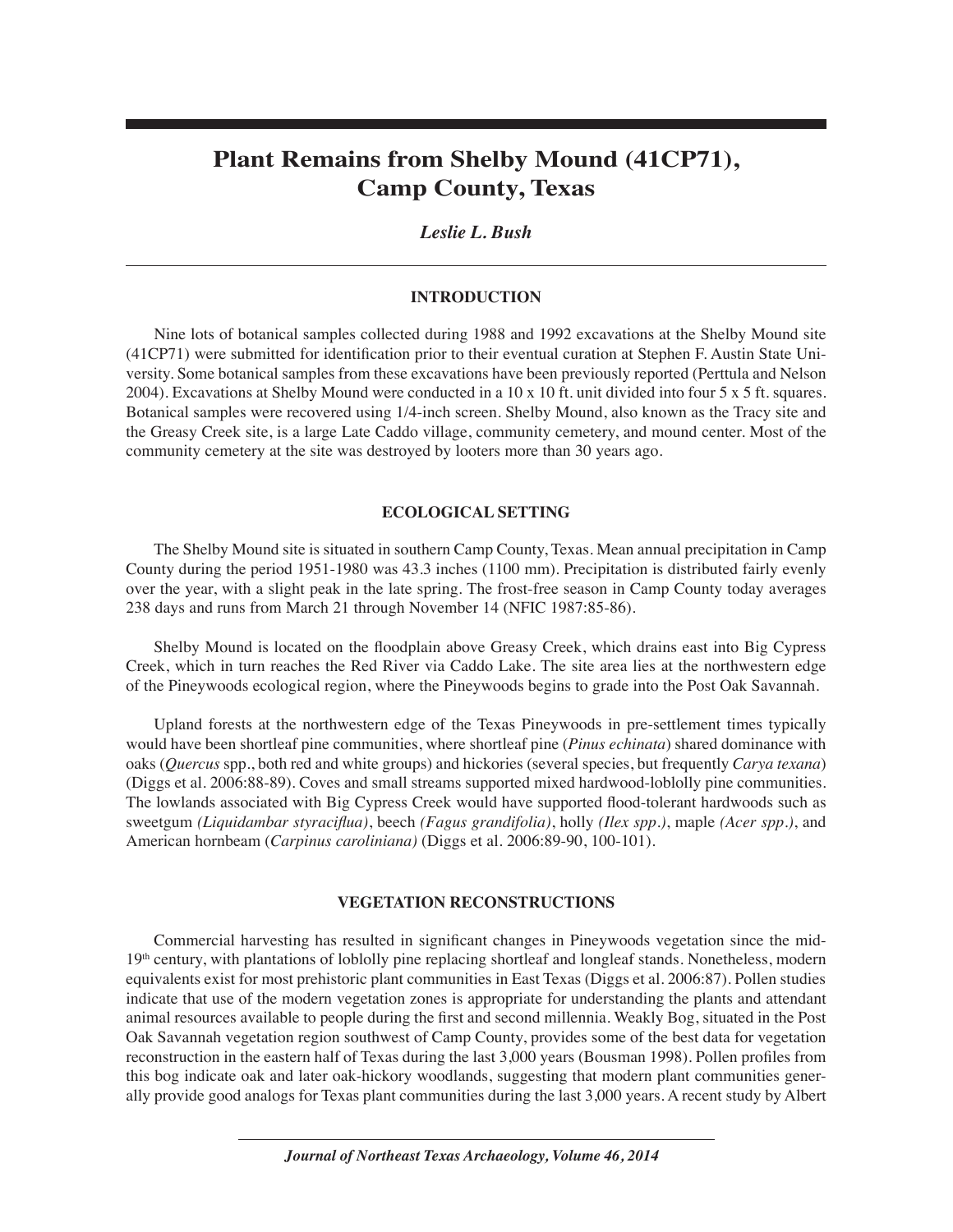# Plant Remains from Shelby Mound (41CP71), Camp County, Texas

*Leslie L. Bush*

## INTRODUCTION

Nine lots of botanical samples collected during 1988 and 1992 excavations at the Shelby Mound site (41CP71) were submitted for identification prior to their eventual curation at Stephen F. Austin State University. Some botanical samples from these excavations have been previously reported (Perttula and Nelson 2004). Excavations at Shelby Mound were conducted in a 10 x 10 ft. unit divided into four 5 x 5 ft. squares. Botanical samples were recovered using 1/4-inch screen. Shelby Mound, also known as the Tracy site and the Greasy Creek site, is a large Late Caddo village, community cemetery, and mound center. Most of the community cemetery at the site was destroyed by looters more than 30 years ago.

## ECOLOGICAL SETTING

The Shelby Mound site is situated in southern Camp County, Texas. Mean annual precipitation in Camp County during the period 1951-1980 was 43.3 inches (1100 mm). Precipitation is distributed fairly evenly over the year, with a slight peak in the late spring. The frost-free season in Camp County today averages 238 days and runs from March 21 through November 14 (NFIC 1987:85-86).

Shelby Mound is located on the floodplain above Greasy Creek, which drains east into Big Cypress Creek, which in turn reaches the Red River via Caddo Lake. The site area lies at the northwestern edge of the Pineywoods ecological region, where the Pineywoods begins to grade into the Post Oak Savannah.

Upland forests at the northwestern edge of the Texas Pineywoods in pre-settlement times typically would have been shortleaf pine communities, where shortleaf pine (*Pinus echinata*) shared dominance with oaks (*Quercus* spp., both red and white groups) and hickories (several species, but frequently *Carya texana*) (Diggs et al. 2006:88-89). Coves and small streams supported mixed hardwood-loblolly pine communities. The lowlands associated with Big Cypress Creek would have supported flood-tolerant hardwoods such as sweetgum *(Liquidambar styraciflua)*, beech *(Fagus grandifolia)*, holly *(Ilex spp.)*, maple *(Acer spp.)*, and American hornbeam (*Carpinus caroliniana)* (Diggs et al. 2006:89-90, 100-101).

## VEGETATION RECONSTRUCTIONS

Commercial harvesting has resulted in significant changes in Pineywoods vegetation since the mid-19th century, with plantations of loblolly pine replacing shortleaf and longleaf stands. Nonetheless, modern equivalents exist for most prehistoric plant communities in East Texas (Diggs et al. 2006:87). Pollen studies indicate that use of the modern vegetation zones is appropriate for understanding the plants and attendant animal resources available to people during the first and second millennia. Weakly Bog, situated in the Post Oak Savannah vegetation region southwest of Camp County, provides some of the best data for vegetation reconstruction in the eastern half of Texas during the last 3,000 years (Bousman 1998). Pollen profiles from this bog indicate oak and later oak-hickory woodlands, suggesting that modern plant communities generally provide good analogs for Texas plant communities during the last 3,000 years. A recent study by Albert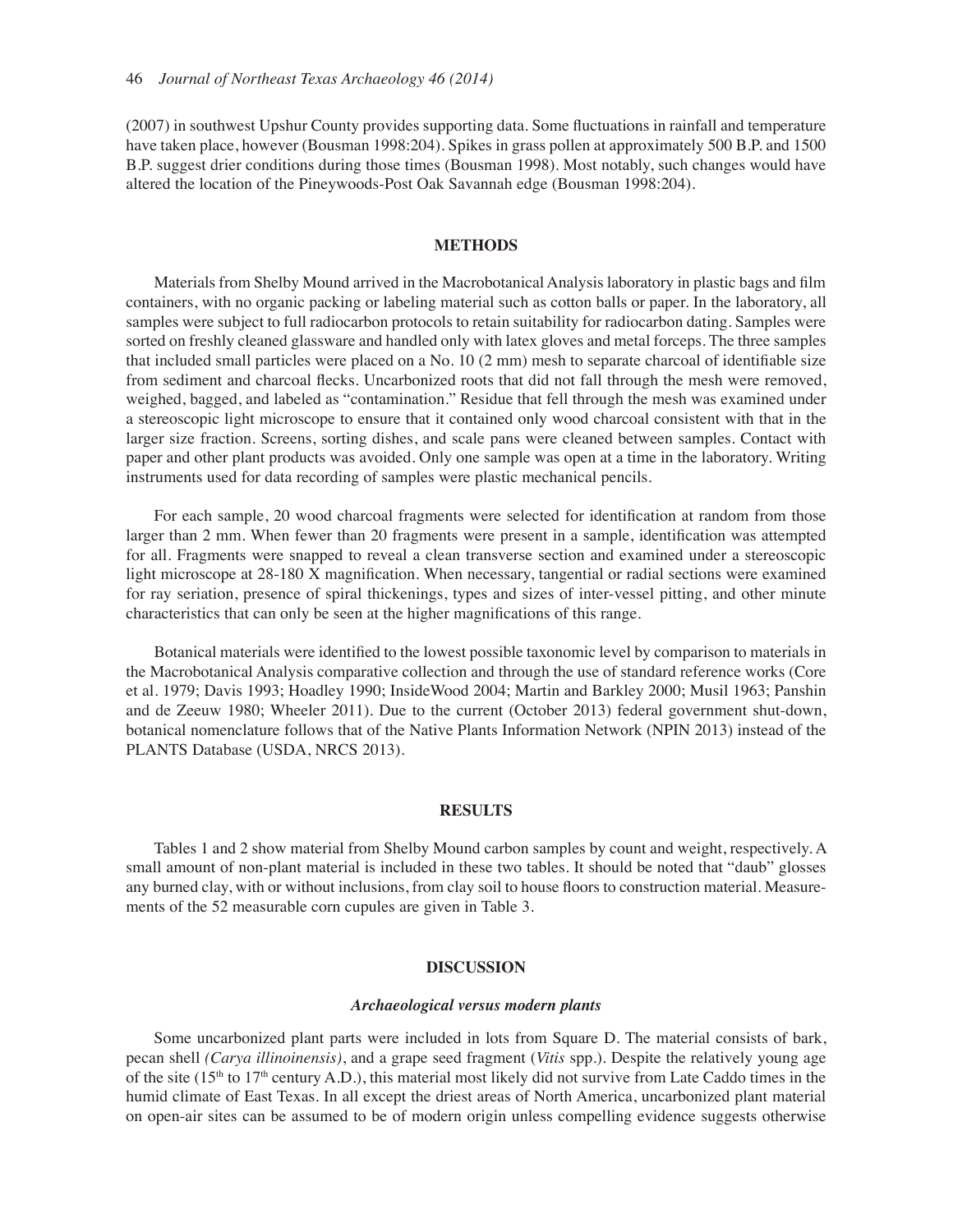(2007) in southwest Upshur County provides supporting data. Some fluctuations in rainfall and temperature have taken place, however (Bousman 1998:204). Spikes in grass pollen at approximately 500 B.P. and 1500 B.P. suggest drier conditions during those times (Bousman 1998). Most notably, such changes would have altered the location of the Pineywoods-Post Oak Savannah edge (Bousman 1998:204).

## METHODS

Materials from Shelby Mound arrived in the Macrobotanical Analysis laboratory in plastic bags and film containers, with no organic packing or labeling material such as cotton balls or paper. In the laboratory, all samples were subject to full radiocarbon protocols to retain suitability for radiocarbon dating. Samples were sorted on freshly cleaned glassware and handled only with latex gloves and metal forceps. The three samples that included small particles were placed on a No. 10 (2 mm) mesh to separate charcoal of identifiable size from sediment and charcoal flecks. Uncarbonized roots that did not fall through the mesh were removed, weighed, bagged, and labeled as "contamination." Residue that fell through the mesh was examined under a stereoscopic light microscope to ensure that it contained only wood charcoal consistent with that in the larger size fraction. Screens, sorting dishes, and scale pans were cleaned between samples. Contact with paper and other plant products was avoided. Only one sample was open at a time in the laboratory. Writing instruments used for data recording of samples were plastic mechanical pencils.

For each sample, 20 wood charcoal fragments were selected for identification at random from those larger than 2 mm. When fewer than 20 fragments were present in a sample, identification was attempted for all. Fragments were snapped to reveal a clean transverse section and examined under a stereoscopic light microscope at 28-180 X magnification. When necessary, tangential or radial sections were examined for ray seriation, presence of spiral thickenings, types and sizes of inter-vessel pitting, and other minute characteristics that can only be seen at the higher magnifications of this range.

Botanical materials were identified to the lowest possible taxonomic level by comparison to materials in the Macrobotanical Analysis comparative collection and through the use of standard reference works (Core et al. 1979; Davis 1993; Hoadley 1990; InsideWood 2004; Martin and Barkley 2000; Musil 1963; Panshin and de Zeeuw 1980; Wheeler 2011). Due to the current (October 2013) federal government shut-down, botanical nomenclature follows that of the Native Plants Information Network (NPIN 2013) instead of the PLANTS Database (USDA, NRCS 2013).

## RESULTS

Tables 1 and 2 show material from Shelby Mound carbon samples by count and weight, respectively. A small amount of non-plant material is included in these two tables. It should be noted that "daub" glosses any burned clay, with or without inclusions, from clay soil to house floors to construction material. Measurements of the 52 measurable corn cupules are given in Table 3.

## DISCUSSION

### *Archaeological versus modern plants*

Some uncarbonized plant parts were included in lots from Square D. The material consists of bark, pecan shell *(Carya illinoinensis)*, and a grape seed fragment (*Vitis* spp.). Despite the relatively young age of the site (15th to 17th century A.D.), this material most likely did not survive from Late Caddo times in the humid climate of East Texas. In all except the driest areas of North America, uncarbonized plant material on open-air sites can be assumed to be of modern origin unless compelling evidence suggests otherwise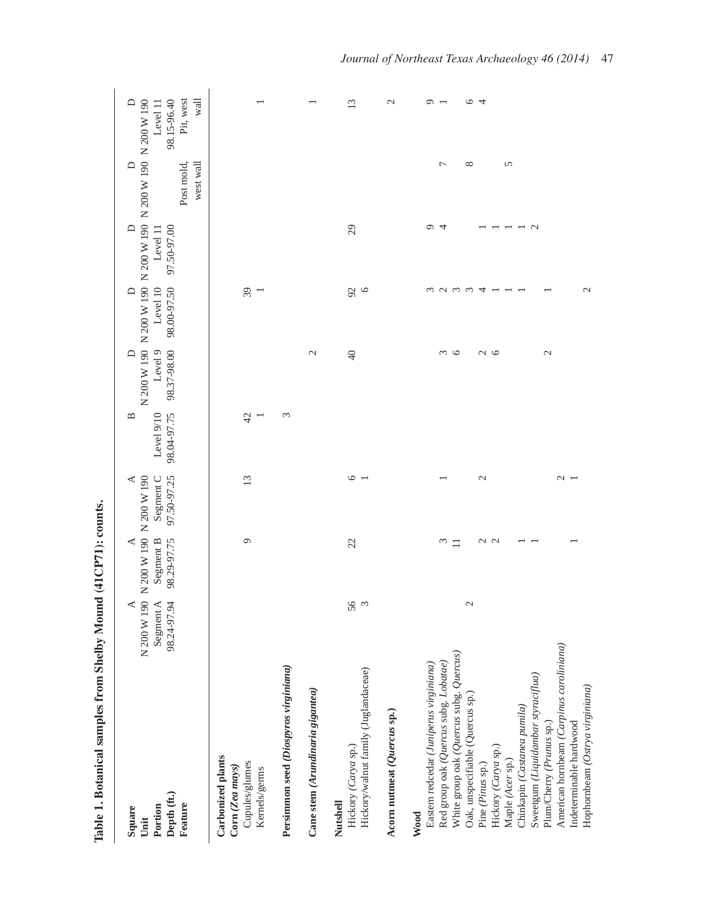**Table 1. Botanical samples from Shelby Mound (41CP71): counts.**

| Square | N 200 W 190 | N 200 W 190 | N 200 W 190 | | N 200 W 190 | N 200 W 190 | N 200 W 190 | N 200 W 190 | N 200 W 190 |
|---|---|---|---|---|---|---|---|---|---|
| Unit | A | A | A | B | D | D | D | D | D |
| Portion | Segment A | Segment B | Segment C | Level 9/10 | Level 9 | Level 10 | Level 11 | | Level 11 |
| Depth (ft.) | 98.24-97.94 | 98.29-97.75 | 97.50-97.25 | 98.04-97.75 | 98.37-98.00 | 98.00-97.50 | 97.50-97.00 | | 98.15-96.40 |
| Feature | | | | | | | | Post mold, west wall | Pit, west wall |
| **Carbonized plants** | | | | | | | | | |
| **Corn (*Zea mays*)** | | | | | | | | | |
| Cupules/glumes | | 9 | 13 | 42 | | 39 | | | |
| Kernels/germs | | | | 1 | | 1 | | | 1 |
| **Persimmon seed (*Diospyros virginiana*)** | | | | 3 | | | | | |
| **Cane stem (*Arundinaria gigantea*)** | | | | | 2 | | | | 1 |
| **Nutshell** | | | | | | | | | |
| Hickory (*Carya* sp.) | 56 | 22 | 6 | | 40 | 92 | 29 | | 13 |
| Hickory/walnut family (Juglandaceae) | 3 | | 1 | | | 6 | | | |
| **Acorn nutmeat (*Quercus* sp.)** | | | | | | | | | 2 |
| **Wood** | | | | | | | | | |
| Eastern redcedar (*Juniperus virginiana*) | | | | | | 3 | 9 | | 9 |
| Red group oak (*Quercus* subg. *Lobatae*) | | 3 | 1 | | 3 | 2 | 4 | 7 | 1 |
| White group oak (*Quercus* subg. *Quercus*) | | 11 | | | 6 | 3 | | | |
| Oak, unspecifiable (Quercus sp.) | 2 | | | | | 3 | | 8 | 6 |
| Pine (*Pinus* sp.) | | 2 | 2 | | 2 | 4 | 1 | | 4 |
| Hickory (*Carya* sp.) | | 2 | | | 6 | 1 | 1 | | |
| Maple (*Acer* sp.) | | | | | | 1 | 1 | 5 | |
| Chinkapin (*Castanea pumila*) | | 1 | | | | 1 | 1 | | |
| Sweetgum (*Liquidambar styraciflua*) | | 1 | | | | | 2 | | |
| Plum/Cherry (*Prunus* sp.) | | | | | 2 | 1 | | | |
| American hornbeam (*Carpinus caroliniana*) | | | 2 | | | | | | |
| Indeterminable hardwood | | 1 | 1 | | | | | | |
| Hophornbeam (*Ostrya virginiana*) | | | | | | 2 | | | |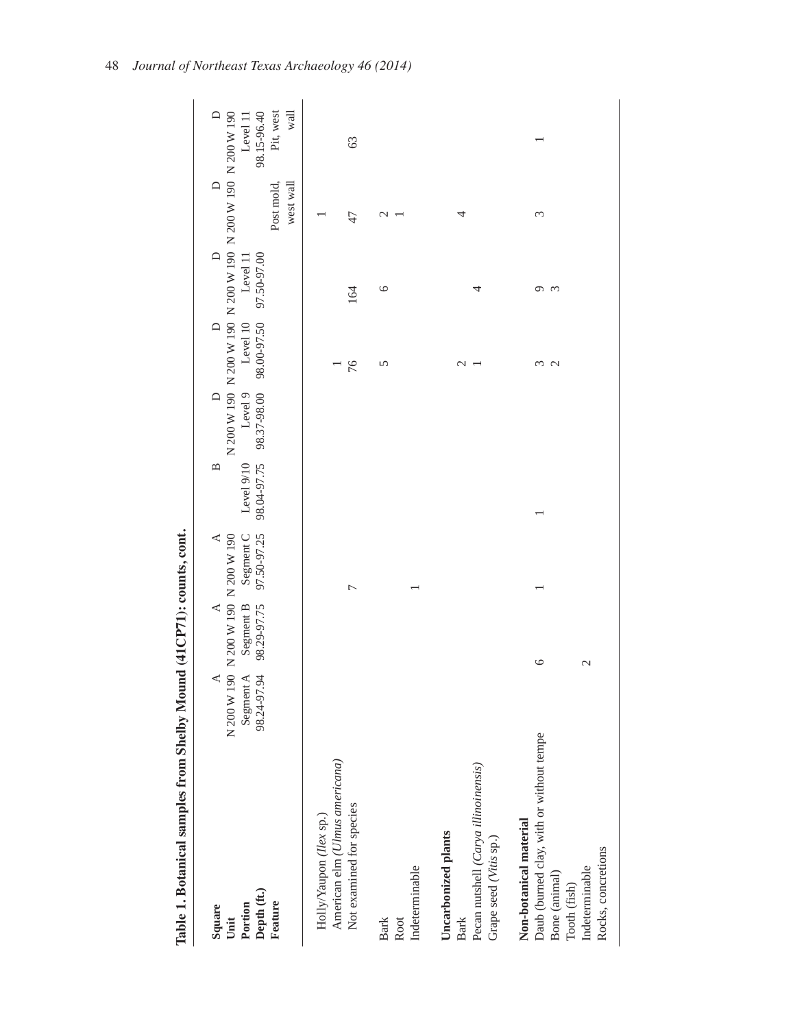**Table 1. Botanical samples from Shelby Mound (41CP71): counts, cont.**

| Square | A | A | A | B | D | D | D | D | D |
|---|---|---|---|---|---|---|---|---|---|
| **Unit** | N 200 W 190 | N 200 W 190 | N 200 W 190 | | N 200 W 190 | N 200 W 190 | N 200 W 190 | N 200 W 190 | N 200 W 190 |
| **Portion** | Segment A | Segment B | Segment C | Level 9/10 | Level 9 | Level 10 | Level 11 | | Level 11 |
| **Depth (ft.)** | 98.24-97.94 | 98.29-97.75 | 97.50-97.25 | 98.04-97.75 | 98.37-98.00 | 98.00-97.50 | 97.50-97.00 | | 98.15-96.40 |
| **Feature** | | | | | | | | Post mold, west wall | Pit, west wall |
| Holly/Yaupon (*Ilex* sp.) | | | | | | | | 1 | |
| American elm (*Ulmus americana*) | | | | | | 1 | | | |
| Not examined for species | | | 7 | | | 76 | 164 | 47 | 63 |
| Bark | | | | | | 5 | 6 | 2 | |
| Root | | | | | | | | 1 | |
| Indeterminable | | | 1 | | | | | | |
| **Uncarbonized plants** | | | | | | | | | |
| Bark | | | | | | | | | |
| Pecan nutshell (*Carya illinoinensis*) | | | | | | 2 | | 4 | |
| Grape seed (*Vitis* sp.) | | | | | | 1 | 4 | | |
| **Non-botanical material** | | | | | | | | | |
| Daub (burned clay, with or without tempe | 6 | 1 | | 1 | | 3 | 9 | 3 | 1 |
| Bone (animal) | | | | | | 2 | 3 | | |
| Tooth (fish) | | | | | | | | | |
| Indeterminable | 2 | | | | | | | | |
| Rocks, concretions | | | | | | | | | |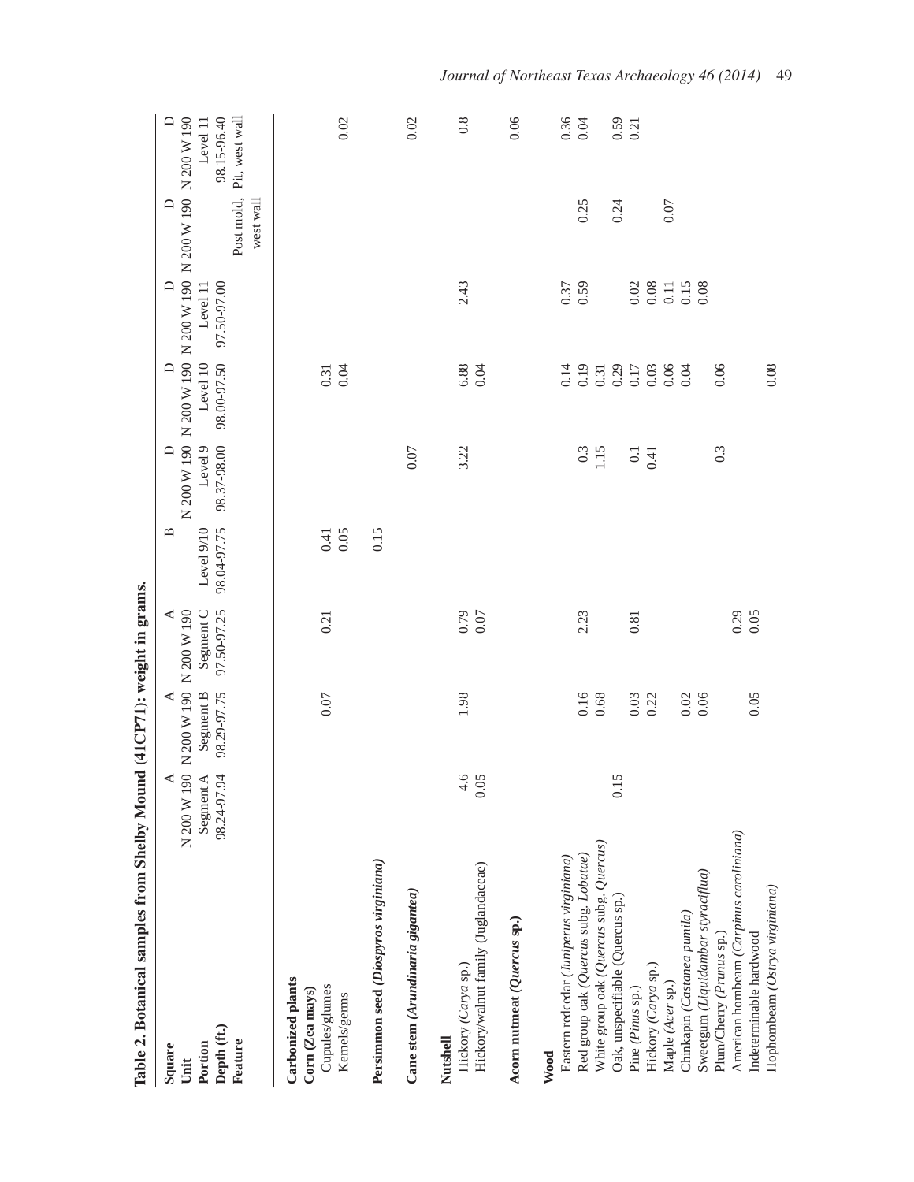**Table 2. Botanical samples from Shelby Mound (41CP71): weight in grams.**

| Square | A | A | A | B | D | D | D | D | D |
|---|---|---|---|---|---|---|---|---|---|
| **Unit** | N 200 W 190 | N 200 W 190 | N 200 W 190 | | N 200 W 190 | N 200 W 190 | N 200 W 190 | N 200 W 190 | N 200 W 190 |
| **Portion** | Segment A | Segment B | Segment C | Level 9/10 | Level 9 | Level 10 | Level 11 | | Level 11 |
| **Depth (ft.)** | 98.24-97.94 | 98.29-97.75 | 97.50-97.25 | 98.04-97.75 | 98.37-98.00 | 98.00-97.50 | 97.50-97.00 | | 98.15-96.40 |
| **Feature** | | | | | | | | Post mold, west wall | Pit, west wall |
| **Carbonized plants** | | | | | | | | | |
| **Corn (*Zea mays*)** | | | | | | | | | |
| Cupules/glumes | | 0.07 | 0.21 | 0.41 | | 0.31 | | | |
| Kernels/germs | | | | 0.05 | | 0.04 | | | 0.02 |
| **Persimmon seed (*Diospyros virginiana*)** | | | | 0.15 | | | | | |
| **Cane stem (*Arundinaria gigantea*)** | | | | | 0.07 | | | | 0.02 |
| **Nutshell** | | | | | | | | | |
| Hickory (*Carya* sp.) | 4.6 | 1.98 | 0.79 | | 3.22 | 6.88 | 2.43 | | 0.8 |
| Hickory/walnut family (Juglandaceae) | 0.05 | | 0.07 | | | 0.04 | | | |
| **Acorn nutmeat (*Quercus* sp.)** | | | | | | | | | 0.06 |
| **Wood** | | | | | | | | | |
| Eastern redcedar (*Juniperus virginiana*) | | | | | | 0.14 | 0.37 | | 0.36 |
| Red group oak (*Quercus* subg. *Lobatae*) | | 0.16 | 2.23 | | 0.3 | 0.19 | 0.59 | 0.25 | 0.04 |
| White group oak (*Quercus* subg. *Quercus*) | | 0.68 | | | 1.15 | 0.31 | | | |
| Oak, unspecifiable (Quercus sp.) | 0.15 | | | | | 0.29 | | 0.24 | 0.59 |
| Pine (*Pinus* sp.) | | 0.03 | 0.81 | | 0.1 | 0.17 | 0.02 | | 0.21 |
| Hickory (*Carya* sp.) | | 0.22 | | | 0.41 | 0.03 | 0.08 | | |
| Maple (*Acer* sp.) | | | | | | 0.06 | 0.11 | 0.07 | |
| Chinkapin (*Castanea pumila*) | | 0.02 | | | | 0.04 | 0.15 | | |
| Sweetgum (*Liquidambar styraciflua*) | | 0.06 | | | | | 0.08 | | |
| Plum/Cherry (*Prunus* sp.) | | | 0.29 | | 0.3 | 0.06 | | | |
| American hornbeam (*Carpinus caroliniana*) | | | 0.05 | | | | | | |
| Indeterminate hardwood | | 0.05 | | | | | | | |
| Hophornbeam (*Ostrya virginiana*) | | | | | | 0.08 | | | |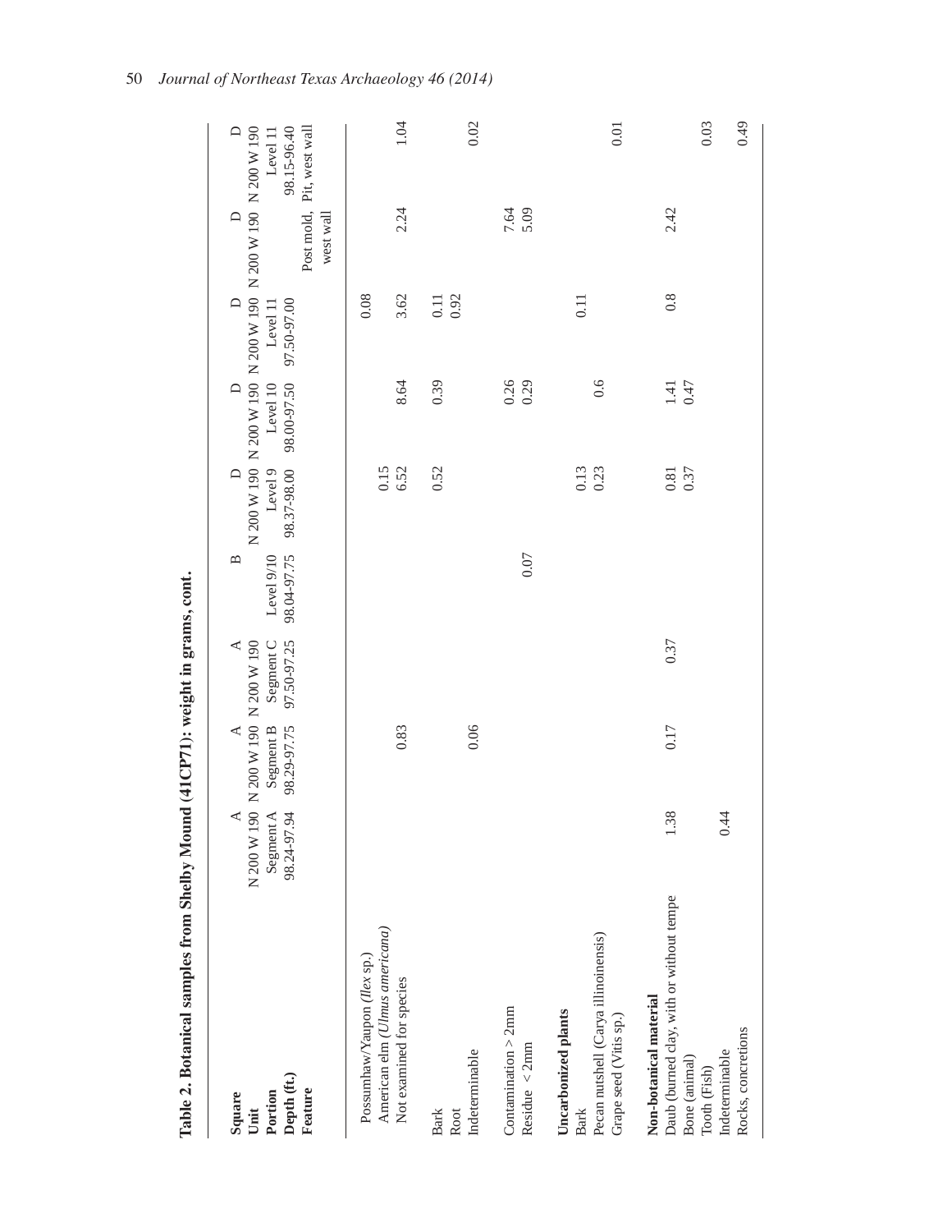**Table 2. Botanical samples from Shelby Mound (41CP71): weight in grams, cont.**

| **Square** | A | A | A | B | D | D | D | D | D |
|---|---|---|---|---|---|---|---|---|---|
| **Unit** | N 200 W 190 | N 200 W 190 | N 200 W 190 | | N 200 W 190 | N 200 W 190 | N 200 W 190 | N 200 W 190 | N 200 W 190 |
| **Portion** | Segment A | Segment B | Segment C | Level 9/10 | Level 9 | Level 10 | Level 11 | | Level 11 |
| **Depth (ft.)** | 98.24-97.94 | 98.29-97.75 | 97.50-97.25 | 98.04-97.75 | 98.37-98.00 | 98.00-97.50 | 97.50-97.00 | | 98.15-96.40 |
| **Feature** | | | | | | | | Post mold, west wall | Pit, west wall |
| Possumhaw/Yaupon (*Ilex* sp.) | | | | | | | 0.08 | | |
| American elm (*Ulmus americana*) | | | | | 0.15 | | | | |
| Not examined for species | | 0.83 | | | 6.52 | 8.64 | 3.62 | 2.24 | 1.04 |
| Bark | | | | | 0.52 | 0.39 | 0.11 | | |
| Root | | | | | | | 0.92 | | |
| Indeterminable | | 0.06 | | | | | | | 0.02 |
| Contamination > 2mm | | | | | | 0.26 | | 7.64 | |
| Residue < 2mm | | | | 0.07 | | 0.29 | | 5.09 | |
| **Uncarbonized plants** | | | | | | | | | |
| Bark | | | | | 0.13 | | 0.11 | | |
| Pecan nutshell (Carya illinoinensis) | | | | | 0.23 | 0.6 | | | |
| Grape seed (Vitis sp.) | | | | | | | | | 0.01 |
| **Non-botanical material** | | | | | | | | | |
| Daub (burned clay, with or without tempe | 1.38 | 0.17 | 0.37 | | 0.81 | 1.41 | 0.8 | 2.42 | |
| Bone (animal) | | | | | 0.37 | 0.47 | | | |
| Tooth (Fish) | | | | | | | | | 0.03 |
| Indeterminable | 0.44 | | | | | | | | |
| Rocks, concretions | | | | | | | | | 0.49 |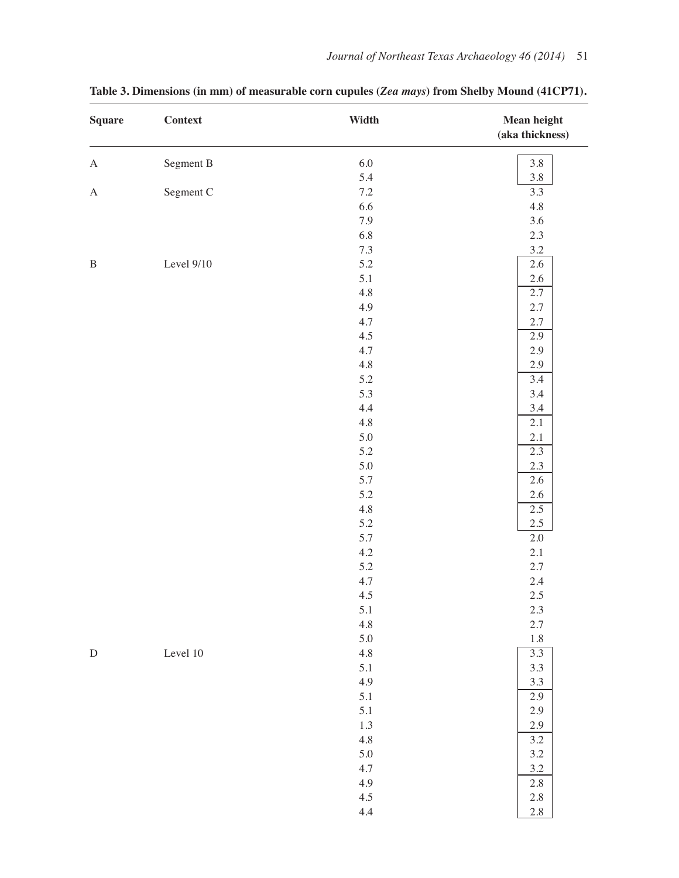**Table 3. Dimensions (in mm) of measurable corn cupules (*Zea mays*) from Shelby Mound (41CP71).**

| Square | Context | Width | Mean height (aka thickness) |
|---|---|---|---|
| A | Segment B | 6.0 | 3.8 |
| | | 5.4 | 3.8 |
| A | Segment C | 7.2 | 3.3 |
| | | 6.6 | 4.8 |
| | | 7.9 | 3.6 |
| | | 6.8 | 2.3 |
| | | 7.3 | 3.2 |
| B | Level 9/10 | 5.2 | 2.6 |
| | | 5.1 | 2.6 |
| | | 4.8 | 2.7 |
| | | 4.9 | 2.7 |
| | | 4.7 | 2.7 |
| | | 4.5 | 2.9 |
| | | 4.7 | 2.9 |
| | | 4.8 | 2.9 |
| | | 5.2 | 3.4 |
| | | 5.3 | 3.4 |
| | | 4.4 | 3.4 |
| | | 4.8 | 2.1 |
| | | 5.0 | 2.1 |
| | | 5.2 | 2.3 |
| | | 5.0 | 2.3 |
| | | 5.7 | 2.6 |
| | | 5.2 | 2.6 |
| | | 4.8 | 2.5 |
| | | 5.2 | 2.5 |
| | | 5.7 | 2.0 |
| | | 4.2 | 2.1 |
| | | 5.2 | 2.7 |
| | | 4.7 | 2.4 |
| | | 4.5 | 2.5 |
| | | 5.1 | 2.3 |
| | | 4.8 | 2.7 |
| | | 5.0 | 1.8 |
| D | Level 10 | 4.8 | 3.3 |
| | | 5.1 | 3.3 |
| | | 4.9 | 3.3 |
| | | 5.1 | 2.9 |
| | | 5.1 | 2.9 |
| | | 1.3 | 2.9 |
| | | 4.8 | 3.2 |
| | | 5.0 | 3.2 |
| | | 4.7 | 3.2 |
| | | 4.9 | 2.8 |
| | | 4.5 | 2.8 |
| | | 4.4 | 2.8 |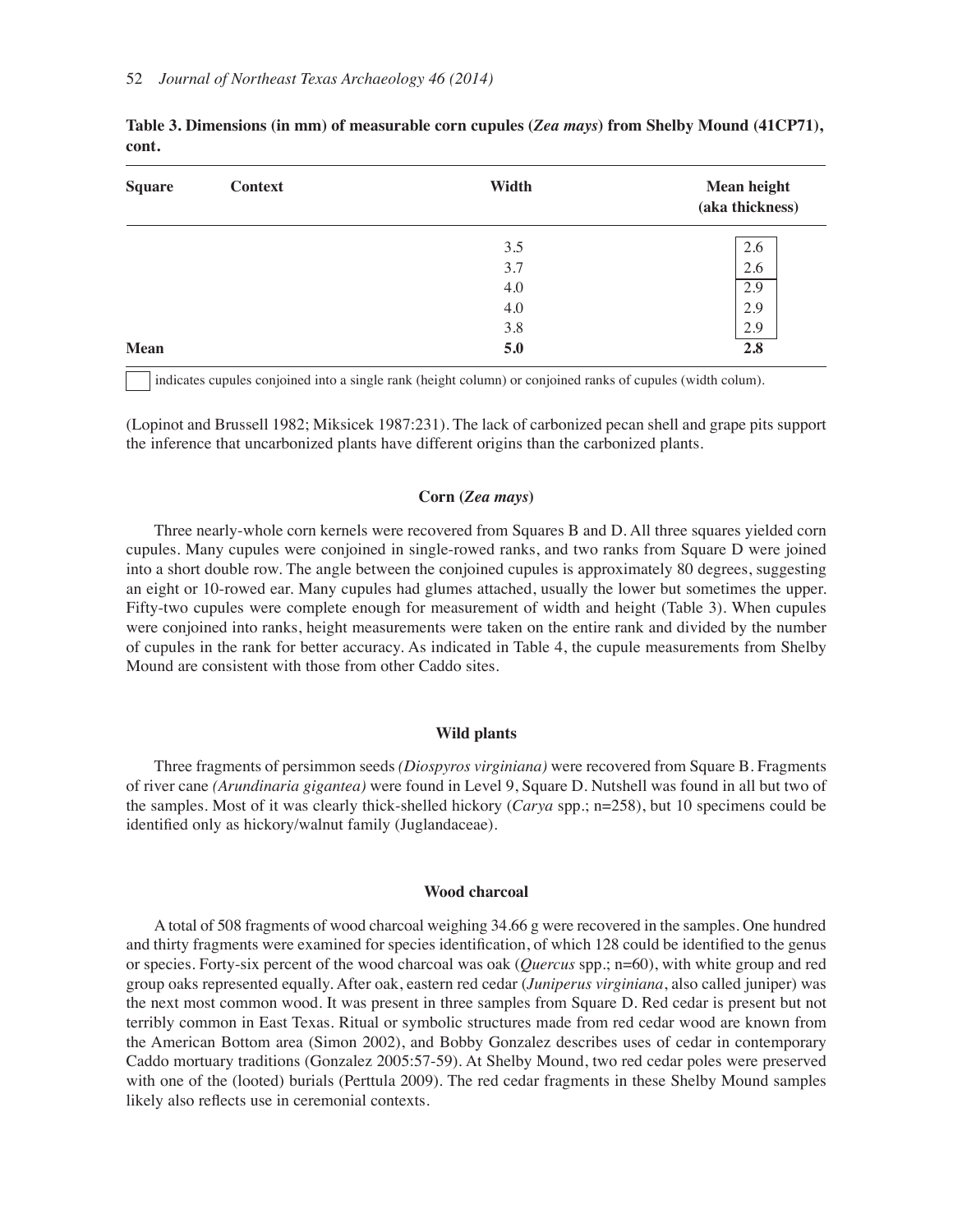**Table 3. Dimensions (in mm) of measurable corn cupules (*Zea mays*) from Shelby Mound (41CP71), cont.**

| Square | Context | Width | Mean height (aka thickness) |
|---|---|---|---|
| | | 3.5 | 2.6 |
| | | 3.7 | 2.6 |
| | | 4.0 | 2.9 |
| | | 4.0 | 2.9 |
| | | 3.8 | 2.9 |
| **Mean** | | **5.0** | **2.8** |

☐ indicates cupules conjoined into a single rank (height column) or conjoined ranks of cupules (width colum).

(Lopinot and Brussell 1982; Miksicek 1987:231). The lack of carbonized pecan shell and grape pits support the inference that uncarbonized plants have different origins than the carbonized plants.

### Corn (*Zea mays*)

Three nearly-whole corn kernels were recovered from Squares B and D. All three squares yielded corn cupules. Many cupules were conjoined in single-rowed ranks, and two ranks from Square D were joined into a short double row. The angle between the conjoined cupules is approximately 80 degrees, suggesting an eight or 10-rowed ear. Many cupules had glumes attached, usually the lower but sometimes the upper. Fifty-two cupules were complete enough for measurement of width and height (Table 3). When cupules were conjoined into ranks, height measurements were taken on the entire rank and divided by the number of cupules in the rank for better accuracy. As indicated in Table 4, the cupule measurements from Shelby Mound are consistent with those from other Caddo sites.

### Wild plants

Three fragments of persimmon seeds *(Diospyros virginiana)* were recovered from Square B. Fragments of river cane *(Arundinaria gigantea)* were found in Level 9, Square D. Nutshell was found in all but two of the samples. Most of it was clearly thick-shelled hickory (*Carya* spp.; n=258), but 10 specimens could be identified only as hickory/walnut family (Juglandaceae).

### Wood charcoal

A total of 508 fragments of wood charcoal weighing 34.66 g were recovered in the samples. One hundred and thirty fragments were examined for species identification, of which 128 could be identified to the genus or species. Forty-six percent of the wood charcoal was oak (*Quercus* spp.; n=60), with white group and red group oaks represented equally. After oak, eastern red cedar (*Juniperus virginiana*, also called juniper) was the next most common wood. It was present in three samples from Square D. Red cedar is present but not terribly common in East Texas. Ritual or symbolic structures made from red cedar wood are known from the American Bottom area (Simon 2002), and Bobby Gonzalez describes uses of cedar in contemporary Caddo mortuary traditions (Gonzalez 2005:57-59). At Shelby Mound, two red cedar poles were preserved with one of the (looted) burials (Perttula 2009). The red cedar fragments in these Shelby Mound samples likely also reflects use in ceremonial contexts.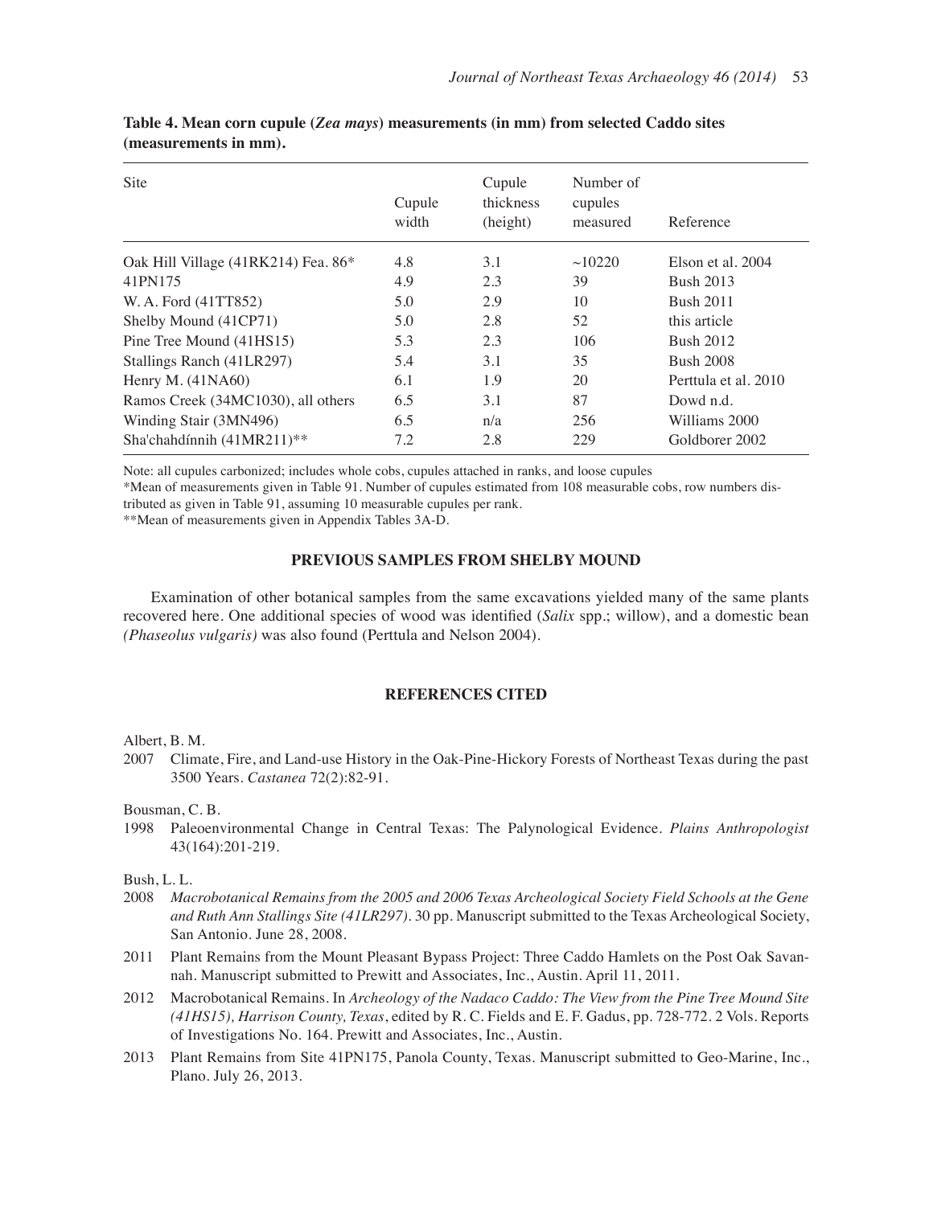**Table 4. Mean corn cupule (*Zea mays*) measurements (in mm) from selected Caddo sites (measurements in mm).**

| Site | Cupule width | Cupule thickness (height) | Number of cupules measured | Reference |
|---|---|---|---|---|
| Oak Hill Village (41RK214) Fea. 86* | 4.8 | 3.1 | ~10220 | Elson et al. 2004 |
| 41PN175 | 4.9 | 2.3 | 39 | Bush 2013 |
| W. A. Ford (41TT852) | 5.0 | 2.9 | 10 | Bush 2011 |
| Shelby Mound (41CP71) | 5.0 | 2.8 | 52 | this article |
| Pine Tree Mound (41HS15) | 5.3 | 2.3 | 106 | Bush 2012 |
| Stallings Ranch (41LR297) | 5.4 | 3.1 | 35 | Bush 2008 |
| Henry M. (41NA60) | 6.1 | 1.9 | 20 | Perttula et al. 2010 |
| Ramos Creek (34MC1030), all others | 6.5 | 3.1 | 87 | Dowd n.d. |
| Winding Stair (3MN496) | 6.5 | n/a | 256 | Williams 2000 |
| Sha'chahdínnih (41MR211)** | 7.2 | 2.8 | 229 | Goldborer 2002 |

Note: all cupules carbonized; includes whole cobs, cupules attached in ranks, and loose cupules

*Mean of measurements given in Table 91. Number of cupules estimated from 108 measurable cobs, row numbers distributed as given in Table 91, assuming 10 measurable cupules per rank.

**Mean of measurements given in Appendix Tables 3A-D.

## PREVIOUS SAMPLES FROM SHELBY MOUND

Examination of other botanical samples from the same excavations yielded many of the same plants recovered here. One additional species of wood was identified (*Salix* spp.; willow), and a domestic bean (*Phaseolus vulgaris*) was also found (Perttula and Nelson 2004).

## REFERENCES CITED

Albert, B. M.

2007 Climate, Fire, and Land-use History in the Oak-Pine-Hickory Forests of Northeast Texas during the past 3500 Years. *Castanea* 72(2):82-91.

Bousman, C. B.

1998 Paleoenvironmental Change in Central Texas: The Palynological Evidence. *Plains Anthropologist* 43(164):201-219.

Bush, L. L.

2008 *Macrobotanical Remains from the 2005 and 2006 Texas Archeological Society Field Schools at the Gene and Ruth Ann Stallings Site (41LR297)*. 30 pp. Manuscript submitted to the Texas Archeological Society, San Antonio. June 28, 2008.

2011 Plant Remains from the Mount Pleasant Bypass Project: Three Caddo Hamlets on the Post Oak Savannah. Manuscript submitted to Prewitt and Associates, Inc., Austin. April 11, 2011.

2012 Macrobotanical Remains. In *Archeology of the Nadaco Caddo: The View from the Pine Tree Mound Site (41HS15), Harrison County, Texas*, edited by R. C. Fields and E. F. Gadus, pp. 728-772. 2 Vols. Reports of Investigations No. 164. Prewitt and Associates, Inc., Austin.

2013 Plant Remains from Site 41PN175, Panola County, Texas. Manuscript submitted to Geo-Marine, Inc., Plano. July 26, 2013.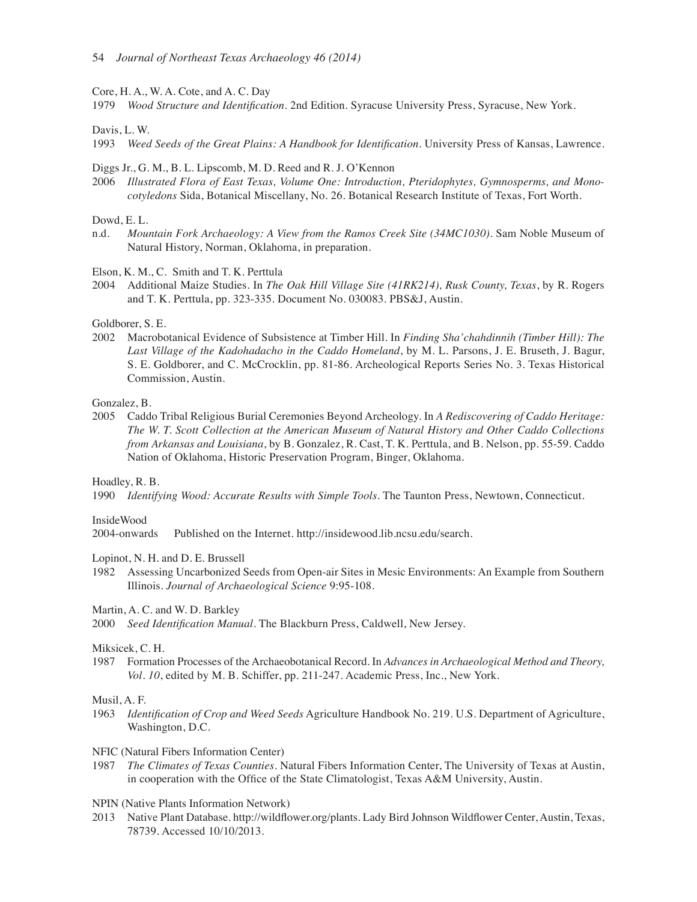Core, H. A., W. A. Cote, and A. C. Day

1979 *Wood Structure and Identification*. 2nd Edition. Syracuse University Press, Syracuse, New York.

Davis, L. W.

1993 *Weed Seeds of the Great Plains: A Handbook for Identification*. University Press of Kansas, Lawrence.

Diggs Jr., G. M., B. L. Lipscomb, M. D. Reed and R. J. O'Kennon

2006 *Illustrated Flora of East Texas, Volume One: Introduction, Pteridophytes, Gymnosperms, and Monocotyledons* Sida, Botanical Miscellany, No. 26. Botanical Research Institute of Texas, Fort Worth.

Dowd, E. L.

n.d. *Mountain Fork Archaeology: A View from the Ramos Creek Site (34MC1030)*. Sam Noble Museum of Natural History, Norman, Oklahoma, in preparation.

Elson, K. M., C. Smith and T. K. Perttula

2004 Additional Maize Studies. In *The Oak Hill Village Site (41RK214), Rusk County, Texas*, by R. Rogers and T. K. Perttula, pp. 323-335. Document No. 030083. PBS&J, Austin.

Goldborer, S. E.

2002 Macrobotanical Evidence of Subsistence at Timber Hill. In *Finding Sha'chahdinnih (Timber Hill): The Last Village of the Kadohadacho in the Caddo Homeland*, by M. L. Parsons, J. E. Bruseth, J. Bagur, S. E. Goldborer, and C. McCrocklin, pp. 81-86. Archeological Reports Series No. 3. Texas Historical Commission, Austin.

Gonzalez, B.

2005 Caddo Tribal Religious Burial Ceremonies Beyond Archeology. In *A Rediscovering of Caddo Heritage: The W. T. Scott Collection at the American Museum of Natural History and Other Caddo Collections from Arkansas and Louisiana*, by B. Gonzalez, R. Cast, T. K. Perttula, and B. Nelson, pp. 55-59. Caddo Nation of Oklahoma, Historic Preservation Program, Binger, Oklahoma.

Hoadley, R. B.

1990 *Identifying Wood: Accurate Results with Simple Tools*. The Taunton Press, Newtown, Connecticut.

InsideWood

2004-onwards Published on the Internet. http://insidewood.lib.ncsu.edu/search.

Lopinot, N. H. and D. E. Brussell

1982 Assessing Uncarbonized Seeds from Open-air Sites in Mesic Environments: An Example from Southern Illinois. *Journal of Archaeological Science* 9:95-108.

Martin, A. C. and W. D. Barkley

2000 *Seed Identification Manual*. The Blackburn Press, Caldwell, New Jersey.

Miksicek, C. H.

1987 Formation Processes of the Archaeobotanical Record. In *Advances in Archaeological Method and Theory, Vol. 10*, edited by M. B. Schiffer, pp. 211-247. Academic Press, Inc., New York.

Musil, A. F.

1963 *Identification of Crop and Weed Seeds* Agriculture Handbook No. 219. U.S. Department of Agriculture, Washington, D.C.

NFIC (Natural Fibers Information Center)

1987 *The Climates of Texas Counties*. Natural Fibers Information Center, The University of Texas at Austin, in cooperation with the Office of the State Climatologist, Texas A&M University, Austin.

NPIN (Native Plants Information Network)

2013 Native Plant Database. http://wildflower.org/plants. Lady Bird Johnson Wildflower Center, Austin, Texas, 78739. Accessed 10/10/2013.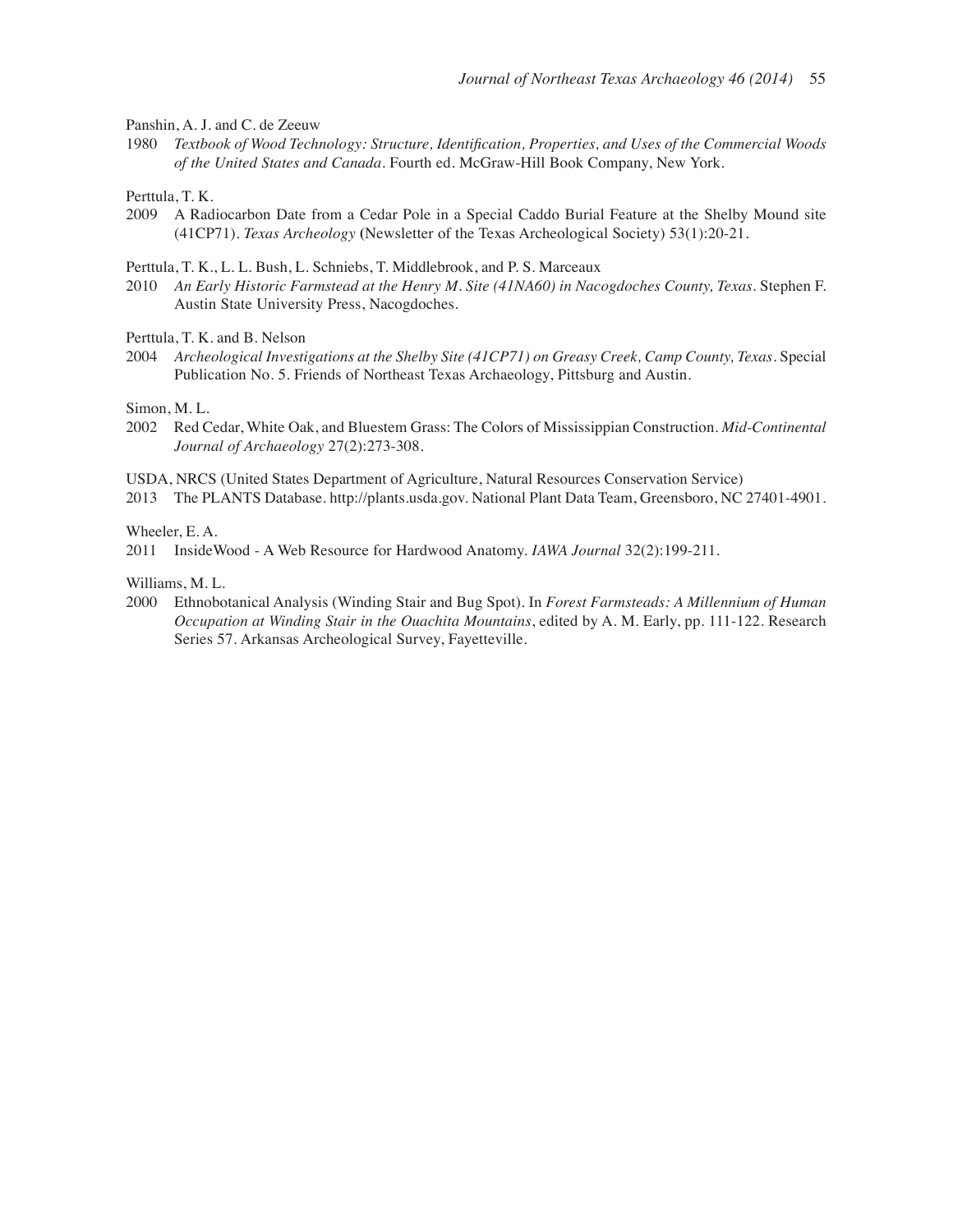Panshin, A. J. and C. de Zeeuw

1980 *Textbook of Wood Technology: Structure, Identification, Properties, and Uses of the Commercial Woods of the United States and Canada*. Fourth ed. McGraw-Hill Book Company, New York.

Perttula, T. K.

2009 A Radiocarbon Date from a Cedar Pole in a Special Caddo Burial Feature at the Shelby Mound site (41CP71). *Texas Archeology* (Newsletter of the Texas Archeological Society) 53(1):20-21.

Perttula, T. K., L. L. Bush, L. Schniebs, T. Middlebrook, and P. S. Marceaux

2010 *An Early Historic Farmstead at the Henry M. Site (41NA60) in Nacogdoches County, Texas*. Stephen F. Austin State University Press, Nacogdoches.

Perttula, T. K. and B. Nelson

2004 *Archeological Investigations at the Shelby Site (41CP71) on Greasy Creek, Camp County, Texas*. Special Publication No. 5. Friends of Northeast Texas Archaeology, Pittsburg and Austin.

Simon, M. L.

2002 Red Cedar, White Oak, and Bluestem Grass: The Colors of Mississippian Construction. *Mid-Continental Journal of Archaeology* 27(2):273-308.

USDA, NRCS (United States Department of Agriculture, Natural Resources Conservation Service)

2013 The PLANTS Database. http://plants.usda.gov. National Plant Data Team, Greensboro, NC 27401-4901.

Wheeler, E. A.

2011 InsideWood - A Web Resource for Hardwood Anatomy. *IAWA Journal* 32(2):199-211.

Williams, M. L.

2000 Ethnobotanical Analysis (Winding Stair and Bug Spot). In *Forest Farmsteads: A Millennium of Human Occupation at Winding Stair in the Ouachita Mountains*, edited by A. M. Early, pp. 111-122. Research Series 57. Arkansas Archeological Survey, Fayetteville.